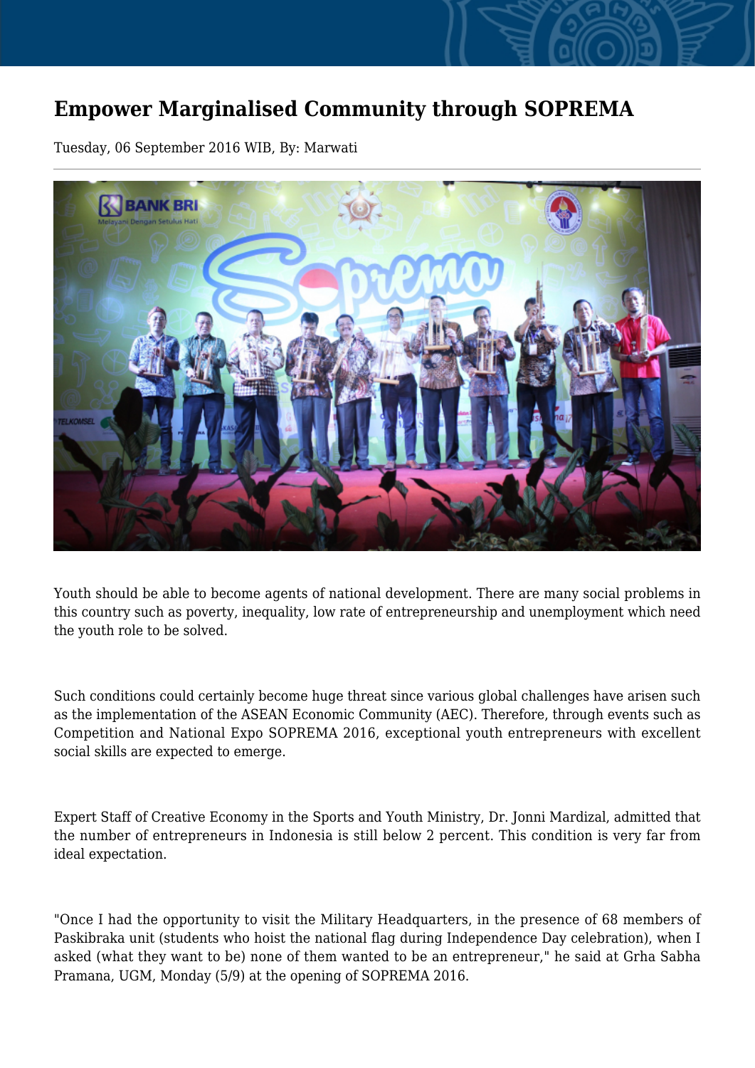# Empower Marginalised Community through SOPREMA

Tuesday, 06 September 2016 WIB, By: Marwati

Youth should be able to become agents of national development. There are many social problems in this country such as poverty, inequality, low rate of entrepreneurship and unemployment which need the youth role to be solved.

Such conditions could certainly become huge threat since various global challenges have arisen such as the implementation of the ASEAN Economic Community (AEC). Therefore, through events such as Competition and National Expo SOPREMA 2016, exceptional youth entrepreneurs with excellent social skills are expected to emerge.

Expert Staff of Creative Economy in the Sports and Youth Ministry, Dr. Jonni Mardizal, admitted that the number of entrepreneurs in Indonesia is still below 2 percent. This condition is very far from ideal expectation.

"Once I had the opportunity to visit the Military Headquarters, in the presence of 68 members of Paskibraka unit (students who hoist the national flag during Independence Day celebration), when I asked (what they want to be) none of them wanted to be an entrepreneur," he said at Grha Sabha Pramana, UGM, Monday (5/9) at the opening of SOPREMA 2016.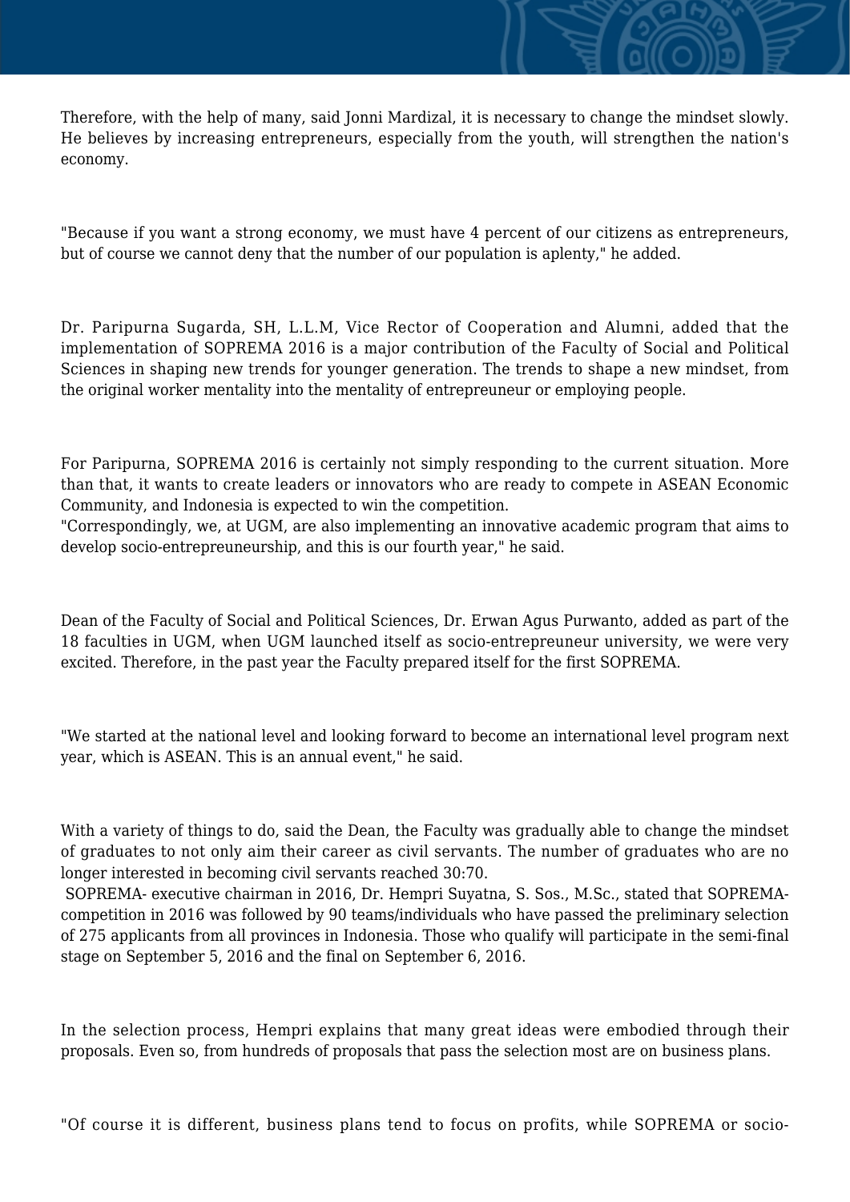Therefore, with the help of many, said Jonni Mardizal, it is necessary to change the mindset slowly. He believes by increasing entrepreneurs, especially from the youth, will strengthen the nation's economy.

"Because if you want a strong economy, we must have 4 percent of our citizens as entrepreneurs, but of course we cannot deny that the number of our population is aplenty," he added.

Dr. Paripurna Sugarda, SH, L.L.M, Vice Rector of Cooperation and Alumni, added that the implementation of SOPREMA 2016 is a major contribution of the Faculty of Social and Political Sciences in shaping new trends for younger generation. The trends to shape a new mindset, from the original worker mentality into the mentality of entrepreuneur or employing people.

For Paripurna, SOPREMA 2016 is certainly not simply responding to the current situation. More than that, it wants to create leaders or innovators who are ready to compete in ASEAN Economic Community, and Indonesia is expected to win the competition.
"Correspondingly, we, at UGM, are also implementing an innovative academic program that aims to develop socio-entrepreuneurship, and this is our fourth year," he said.

Dean of the Faculty of Social and Political Sciences, Dr. Erwan Agus Purwanto, added as part of the 18 faculties in UGM, when UGM launched itself as socio-entrepreuneur university, we were very excited. Therefore, in the past year the Faculty prepared itself for the first SOPREMA.

"We started at the national level and looking forward to become an international level program next year, which is ASEAN. This is an annual event," he said.

With a variety of things to do, said the Dean, the Faculty was gradually able to change the mindset of graduates to not only aim their career as civil servants. The number of graduates who are no longer interested in becoming civil servants reached 30:70.
SOPREMA- executive chairman in 2016, Dr. Hempri Suyatna, S. Sos., M.Sc., stated that SOPREMA-competition in 2016 was followed by 90 teams/individuals who have passed the preliminary selection of 275 applicants from all provinces in Indonesia. Those who qualify will participate in the semi-final stage on September 5, 2016 and the final on September 6, 2016.

In the selection process, Hempri explains that many great ideas were embodied through their proposals. Even so, from hundreds of proposals that pass the selection most are on business plans.

"Of course it is different, business plans tend to focus on profits, while SOPREMA or socio-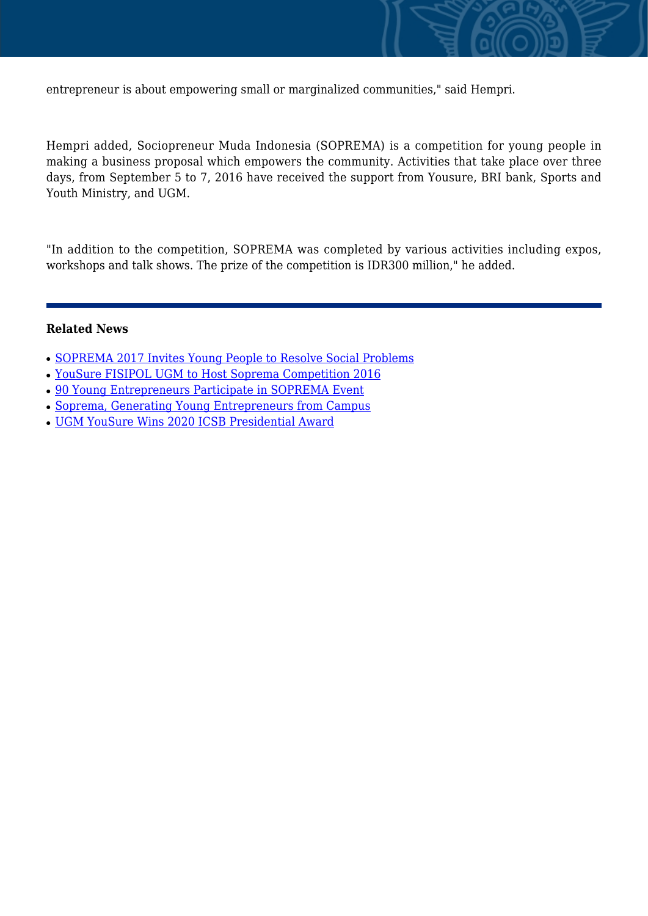entrepreneur is about empowering small or marginalized communities," said Hempri.

Hempri added, Sociopreneur Muda Indonesia (SOPREMA) is a competition for young people in making a business proposal which empowers the community. Activities that take place over three days, from September 5 to 7, 2016 have received the support from Yousure, BRI bank, Sports and Youth Ministry, and UGM.

"In addition to the competition, SOPREMA was completed by various activities including expos, workshops and talk shows. The prize of the competition is IDR300 million," he added.

---

**Related News**

- SOPREMA 2017 Invites Young People to Resolve Social Problems
- YouSure FISIPOL UGM to Host Soprema Competition 2016
- 90 Young Entrepreneurs Participate in SOPREMA Event
- Soprema, Generating Young Entrepreneurs from Campus
- UGM YouSure Wins 2020 ICSB Presidential Award